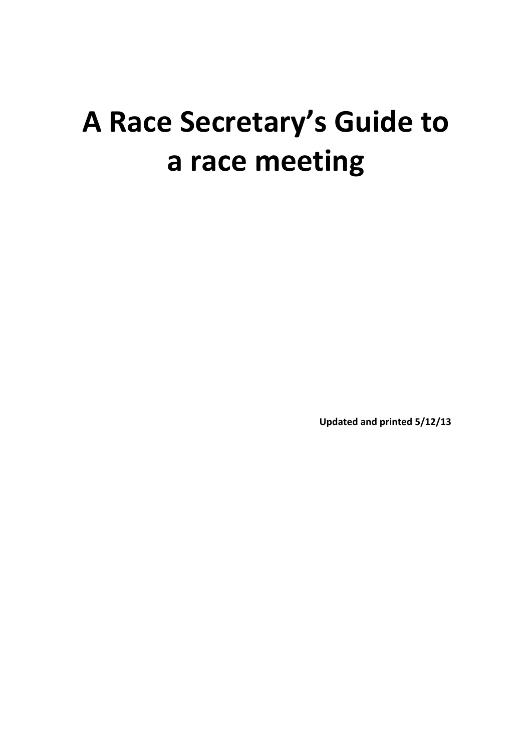# A Race Secretary's Guide to a race meeting

**Updated and printed 5/12/13**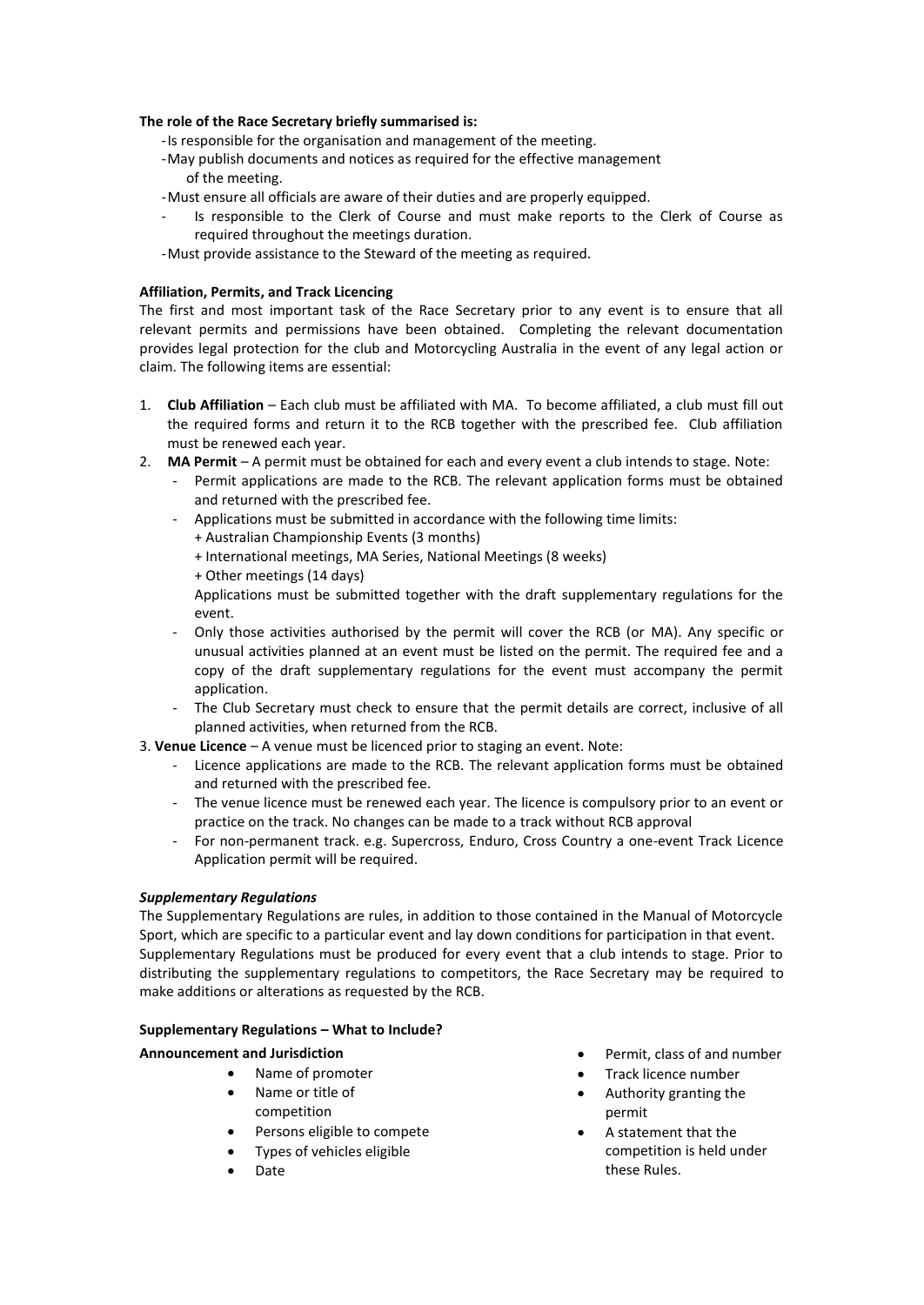**The role of the Race Secretary briefly summarised is:**

- Is responsible for the organisation and management of the meeting.
- May publish documents and notices as required for the effective management of the meeting.
- Must ensure all officials are aware of their duties and are properly equipped.
- Is responsible to the Clerk of Course and must make reports to the Clerk of Course as required throughout the meetings duration.
- Must provide assistance to the Steward of the meeting as required.

**Affiliation, Permits, and Track Licencing**

The first and most important task of the Race Secretary prior to any event is to ensure that all relevant permits and permissions have been obtained. Completing the relevant documentation provides legal protection for the club and Motorcycling Australia in the event of any legal action or claim. The following items are essential:

1. **Club Affiliation** – Each club must be affiliated with MA. To become affiliated, a club must fill out the required forms and return it to the RCB together with the prescribed fee. Club affiliation must be renewed each year.
2. **MA Permit** – A permit must be obtained for each and every event a club intends to stage. Note:
   - Permit applications are made to the RCB. The relevant application forms must be obtained and returned with the prescribed fee.
   - Applications must be submitted in accordance with the following time limits:
     + Australian Championship Events (3 months)
     + International meetings, MA Series, National Meetings (8 weeks)
     + Other meetings (14 days)

     Applications must be submitted together with the draft supplementary regulations for the event.
   - Only those activities authorised by the permit will cover the RCB (or MA). Any specific or unusual activities planned at an event must be listed on the permit. The required fee and a copy of the draft supplementary regulations for the event must accompany the permit application.
   - The Club Secretary must check to ensure that the permit details are correct, inclusive of all planned activities, when returned from the RCB.
3. **Venue Licence** – A venue must be licenced prior to staging an event. Note:
   - Licence applications are made to the RCB. The relevant application forms must be obtained and returned with the prescribed fee.
   - The venue licence must be renewed each year. The licence is compulsory prior to an event or practice on the track. No changes can be made to a track without RCB approval
   - For non-permanent track. e.g. Supercross, Enduro, Cross Country a one-event Track Licence Application permit will be required.

***Supplementary Regulations***

The Supplementary Regulations are rules, in addition to those contained in the Manual of Motorcycle Sport, which are specific to a particular event and lay down conditions for participation in that event.
Supplementary Regulations must be produced for every event that a club intends to stage. Prior to distributing the supplementary regulations to competitors, the Race Secretary may be required to make additions or alterations as requested by the RCB.

**Supplementary Regulations – What to Include?**

**Announcement and Jurisdiction**

- Name of promoter
- Name or title of competition
- Persons eligible to compete
- Types of vehicles eligible
- Date
- Permit, class of and number
- Track licence number
- Authority granting the permit
- A statement that the competition is held under these Rules.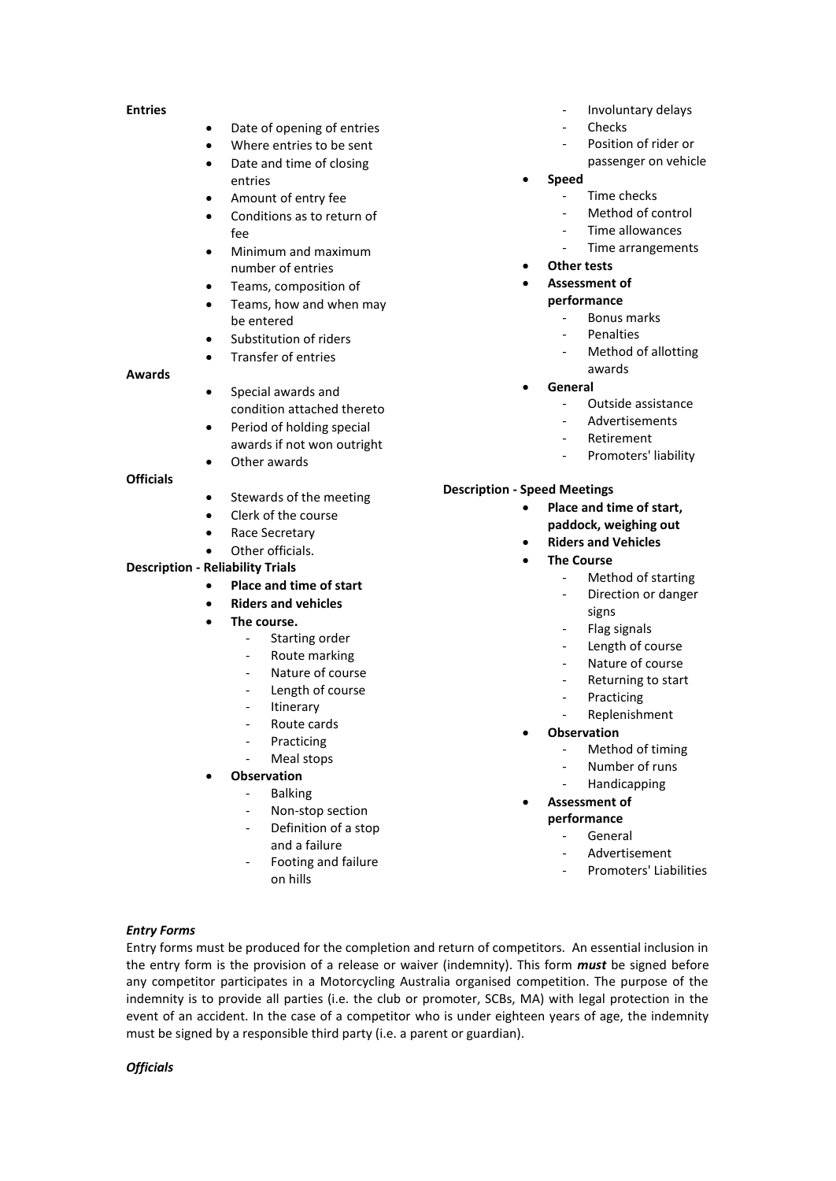**Entries**

- Date of opening of entries
- Where entries to be sent
- Date and time of closing entries
- Amount of entry fee
- Conditions as to return of fee
- Minimum and maximum number of entries
- Teams, composition of
- Teams, how and when may be entered
- Substitution of riders
- Transfer of entries

**Awards**

- Special awards and condition attached thereto
- Period of holding special awards if not won outright
- Other awards

**Officials**

- Stewards of the meeting
- Clerk of the course
- Race Secretary
- Other officials.

**Description - Reliability Trials**

- **Place and time of start**
- **Riders and vehicles**
- **The course.**
    - Starting order
    - Route marking
    - Nature of course
    - Length of course
    - Itinerary
    - Route cards
    - Practicing
    - Meal stops
- **Observation**
    - Balking
    - Non-stop section
    - Definition of a stop and a failure
    - Footing and failure on hills
    - Involuntary delays
    - Checks
    - Position of rider or passenger on vehicle
- **Speed**
    - Time checks
    - Method of control
    - Time allowances
    - Time arrangements
- **Other tests**
- **Assessment of performance**
    - Bonus marks
    - Penalties
    - Method of allotting awards
- **General**
    - Outside assistance
    - Advertisements
    - Retirement
    - Promoters' liability

**Description - Speed Meetings**

- **Place and time of start, paddock, weighing out**
- **Riders and Vehicles**
- **The Course**
    - Method of starting
    - Direction or danger signs
    - Flag signals
    - Length of course
    - Nature of course
    - Returning to start
    - Practicing
    - Replenishment
- **Observation**
    - Method of timing
    - Number of runs
    - Handicapping
- **Assessment of performance**
    - General
    - Advertisement
    - Promoters' Liabilities

***Entry Forms***

Entry forms must be produced for the completion and return of competitors. An essential inclusion in the entry form is the provision of a release or waiver (indemnity). This form ***must*** be signed before any competitor participates in a Motorcycling Australia organised competition. The purpose of the indemnity is to provide all parties (i.e. the club or promoter, SCBs, MA) with legal protection in the event of an accident. In the case of a competitor who is under eighteen years of age, the indemnity must be signed by a responsible third party (i.e. a parent or guardian).

***Officials***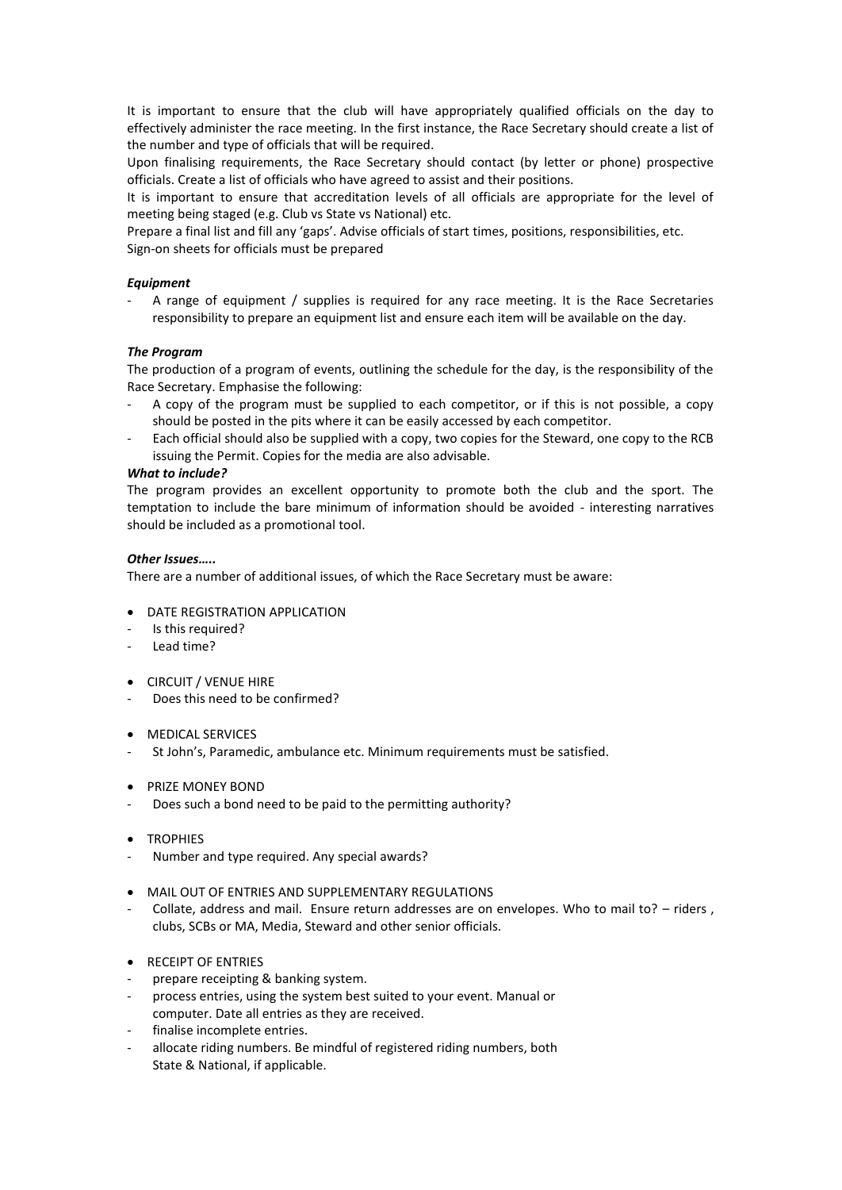It is important to ensure that the club will have appropriately qualified officials on the day to effectively administer the race meeting. In the first instance, the Race Secretary should create a list of the number and type of officials that will be required.

Upon finalising requirements, the Race Secretary should contact (by letter or phone) prospective officials. Create a list of officials who have agreed to assist and their positions.

It is important to ensure that accreditation levels of all officials are appropriate for the level of meeting being staged (e.g. Club vs State vs National) etc.

Prepare a final list and fill any 'gaps'. Advise officials of start times, positions, responsibilities, etc.

Sign-on sheets for officials must be prepared

***Equipment***

- A range of equipment / supplies is required for any race meeting. It is the Race Secretaries responsibility to prepare an equipment list and ensure each item will be available on the day.

***The Program***

The production of a program of events, outlining the schedule for the day, is the responsibility of the Race Secretary. Emphasise the following:

- A copy of the program must be supplied to each competitor, or if this is not possible, a copy should be posted in the pits where it can be easily accessed by each competitor.
- Each official should also be supplied with a copy, two copies for the Steward, one copy to the RCB issuing the Permit. Copies for the media are also advisable.

***What to include?***

The program provides an excellent opportunity to promote both the club and the sport. The temptation to include the bare minimum of information should be avoided - interesting narratives should be included as a promotional tool.

***Other Issues…..***

There are a number of additional issues, of which the Race Secretary must be aware:

- DATE REGISTRATION APPLICATION
  - Is this required?
  - Lead time?

- CIRCUIT / VENUE HIRE
  - Does this need to be confirmed?

- MEDICAL SERVICES
  - St John's, Paramedic, ambulance etc. Minimum requirements must be satisfied.

- PRIZE MONEY BOND
  - Does such a bond need to be paid to the permitting authority?

- TROPHIES
  - Number and type required. Any special awards?

- MAIL OUT OF ENTRIES AND SUPPLEMENTARY REGULATIONS
  - Collate, address and mail. Ensure return addresses are on envelopes. Who to mail to? – riders , clubs, SCBs or MA, Media, Steward and other senior officials.

- RECEIPT OF ENTRIES
  - prepare receipting & banking system.
  - process entries, using the system best suited to your event. Manual or computer. Date all entries as they are received.
  - finalise incomplete entries.
  - allocate riding numbers. Be mindful of registered riding numbers, both State & National, if applicable.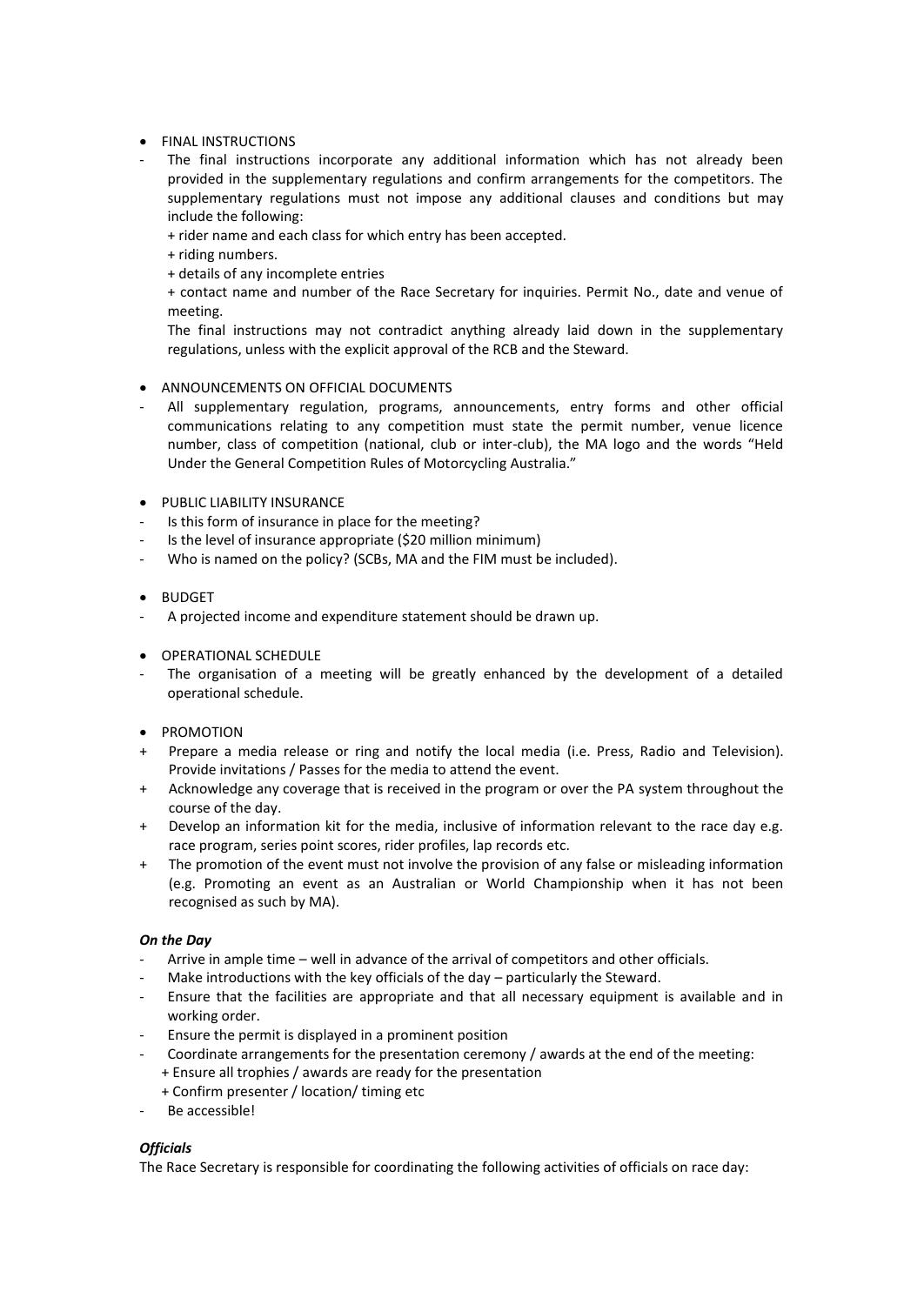- FINAL INSTRUCTIONS

- The final instructions incorporate any additional information which has not already been provided in the supplementary regulations and confirm arrangements for the competitors. The supplementary regulations must not impose any additional clauses and conditions but may include the following:
  + rider name and each class for which entry has been accepted.
  + riding numbers.
  + details of any incomplete entries
  + contact name and number of the Race Secretary for inquiries. Permit No., date and venue of meeting.

  The final instructions may not contradict anything already laid down in the supplementary regulations, unless with the explicit approval of the RCB and the Steward.

- ANNOUNCEMENTS ON OFFICIAL DOCUMENTS

- All supplementary regulation, programs, announcements, entry forms and other official communications relating to any competition must state the permit number, venue licence number, class of competition (national, club or inter-club), the MA logo and the words "Held Under the General Competition Rules of Motorcycling Australia."

- PUBLIC LIABILITY INSURANCE

- Is this form of insurance in place for the meeting?
- Is the level of insurance appropriate ($20 million minimum)
- Who is named on the policy? (SCBs, MA and the FIM must be included).

- BUDGET

- A projected income and expenditure statement should be drawn up.

- OPERATIONAL SCHEDULE

- The organisation of a meeting will be greatly enhanced by the development of a detailed operational schedule.

- PROMOTION

+ Prepare a media release or ring and notify the local media (i.e. Press, Radio and Television). Provide invitations / Passes for the media to attend the event.
+ Acknowledge any coverage that is received in the program or over the PA system throughout the course of the day.
+ Develop an information kit for the media, inclusive of information relevant to the race day e.g. race program, series point scores, rider profiles, lap records etc.
+ The promotion of the event must not involve the provision of any false or misleading information (e.g. Promoting an event as an Australian or World Championship when it has not been recognised as such by MA).

***On the Day***

- Arrive in ample time – well in advance of the arrival of competitors and other officials.
- Make introductions with the key officials of the day – particularly the Steward.
- Ensure that the facilities are appropriate and that all necessary equipment is available and in working order.
- Ensure the permit is displayed in a prominent position
- Coordinate arrangements for the presentation ceremony / awards at the end of the meeting:
  + Ensure all trophies / awards are ready for the presentation
  + Confirm presenter / location/ timing etc
- Be accessible!

***Officials***

The Race Secretary is responsible for coordinating the following activities of officials on race day: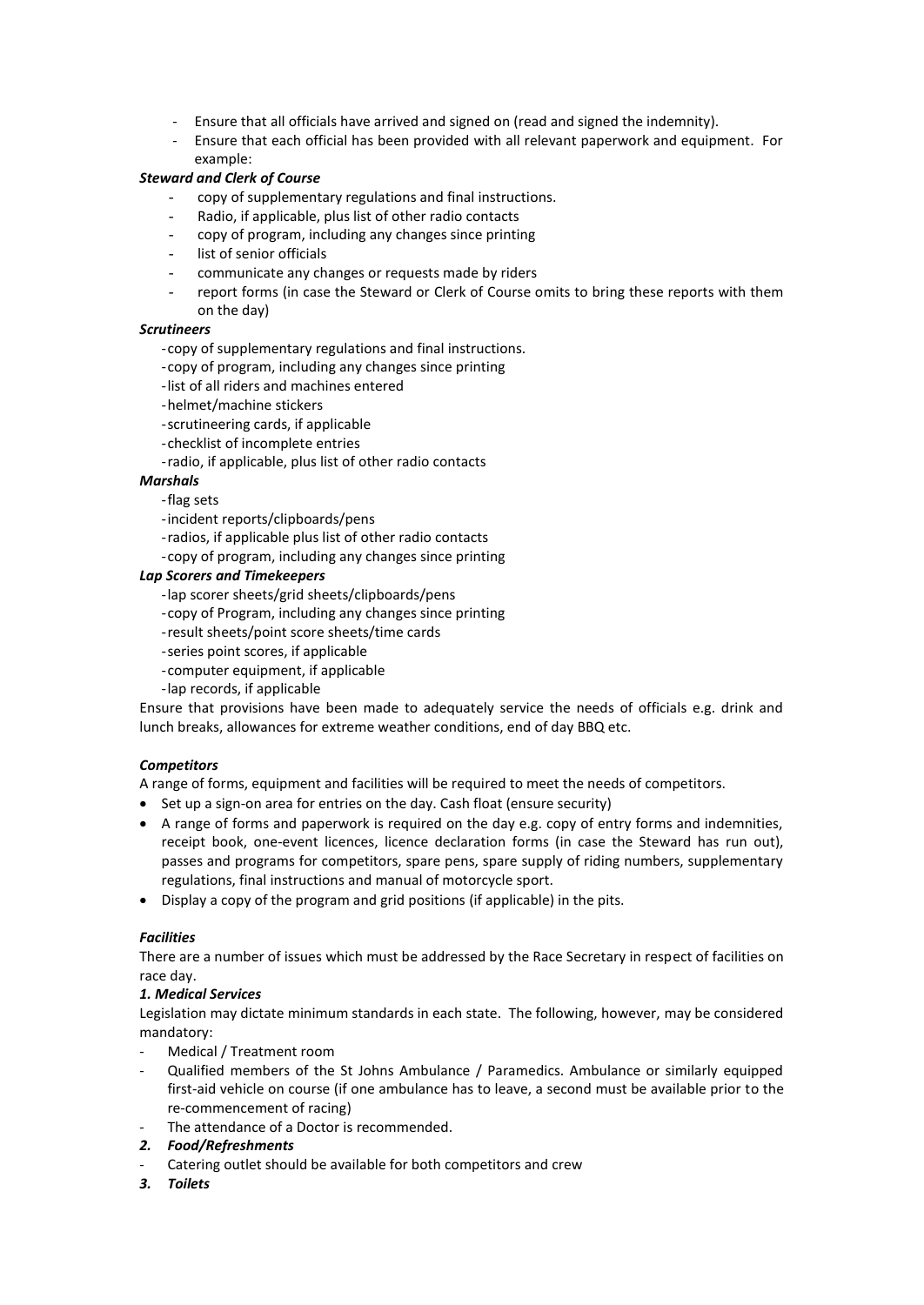- Ensure that all officials have arrived and signed on (read and signed the indemnity).
- Ensure that each official has been provided with all relevant paperwork and equipment. For example:

***Steward and Clerk of Course***

- copy of supplementary regulations and final instructions.
- Radio, if applicable, plus list of other radio contacts
- copy of program, including any changes since printing
- list of senior officials
- communicate any changes or requests made by riders
- report forms (in case the Steward or Clerk of Course omits to bring these reports with them on the day)

***Scrutineers***

- copy of supplementary regulations and final instructions.
- copy of program, including any changes since printing
- list of all riders and machines entered
- helmet/machine stickers
- scrutineering cards, if applicable
- checklist of incomplete entries
- radio, if applicable, plus list of other radio contacts

***Marshals***

- flag sets
- incident reports/clipboards/pens
- radios, if applicable plus list of other radio contacts
- copy of program, including any changes since printing

***Lap Scorers and Timekeepers***

- lap scorer sheets/grid sheets/clipboards/pens
- copy of Program, including any changes since printing
- result sheets/point score sheets/time cards
- series point scores, if applicable
- computer equipment, if applicable
- lap records, if applicable

Ensure that provisions have been made to adequately service the needs of officials e.g. drink and lunch breaks, allowances for extreme weather conditions, end of day BBQ etc.

***Competitors***

A range of forms, equipment and facilities will be required to meet the needs of competitors.

- Set up a sign-on area for entries on the day. Cash float (ensure security)
- A range of forms and paperwork is required on the day e.g. copy of entry forms and indemnities, receipt book, one-event licences, licence declaration forms (in case the Steward has run out), passes and programs for competitors, spare pens, spare supply of riding numbers, supplementary regulations, final instructions and manual of motorcycle sport.
- Display a copy of the program and grid positions (if applicable) in the pits.

***Facilities***

There are a number of issues which must be addressed by the Race Secretary in respect of facilities on race day.

***1. Medical Services***

Legislation may dictate minimum standards in each state. The following, however, may be considered mandatory:

- Medical / Treatment room
- Qualified members of the St Johns Ambulance / Paramedics. Ambulance or similarly equipped first-aid vehicle on course (if one ambulance has to leave, a second must be available prior to the re-commencement of racing)
- The attendance of a Doctor is recommended.

***2. Food/Refreshments***

- Catering outlet should be available for both competitors and crew

***3. Toilets***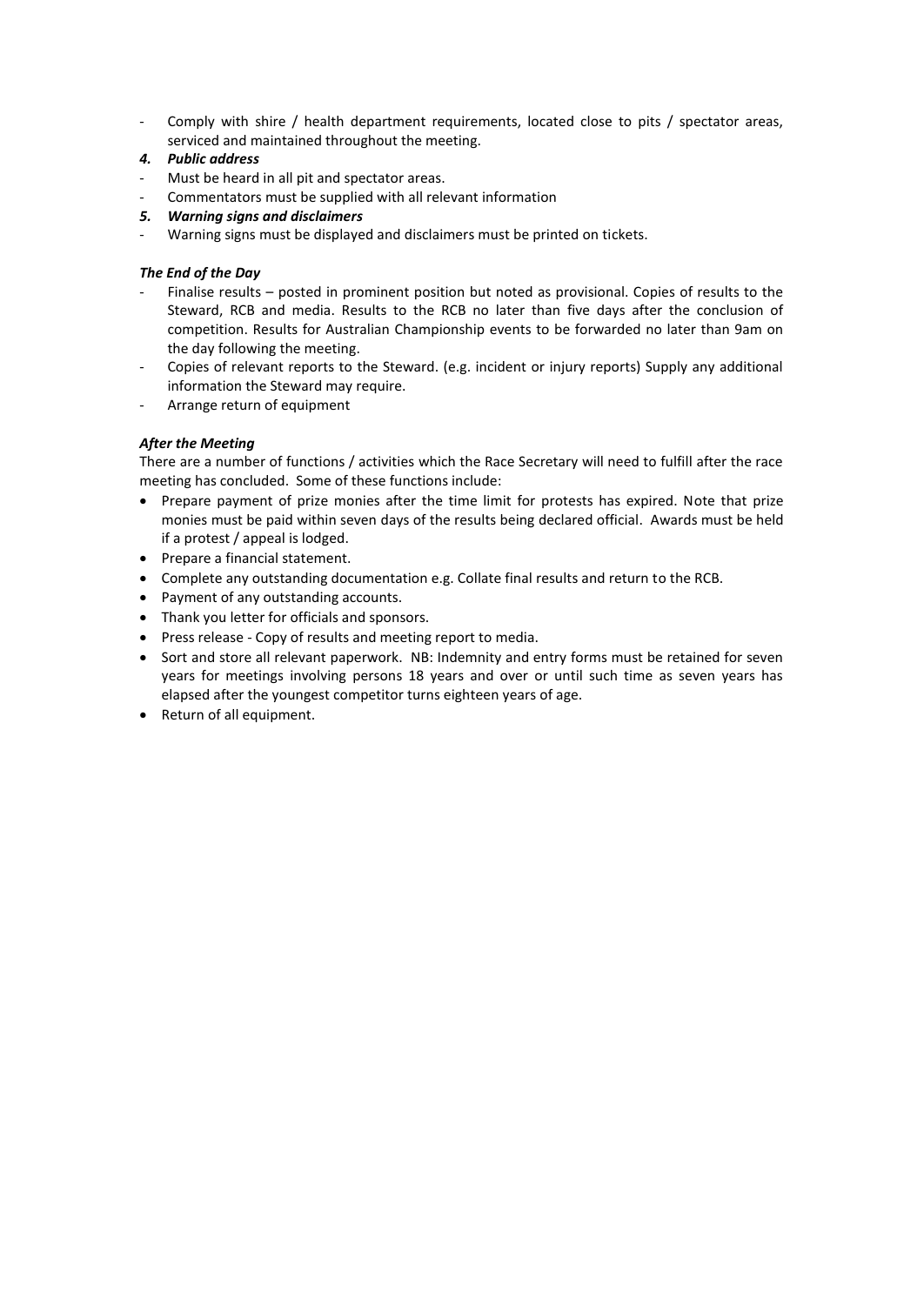- Comply with shire / health department requirements, located close to pits / spectator areas, serviced and maintained throughout the meeting.

***4. Public address***

- Must be heard in all pit and spectator areas.
- Commentators must be supplied with all relevant information

***5. Warning signs and disclaimers***

- Warning signs must be displayed and disclaimers must be printed on tickets.

***The End of the Day***

- Finalise results – posted in prominent position but noted as provisional. Copies of results to the Steward, RCB and media. Results to the RCB no later than five days after the conclusion of competition. Results for Australian Championship events to be forwarded no later than 9am on the day following the meeting.
- Copies of relevant reports to the Steward. (e.g. incident or injury reports) Supply any additional information the Steward may require.
- Arrange return of equipment

***After the Meeting***

There are a number of functions / activities which the Race Secretary will need to fulfill after the race meeting has concluded. Some of these functions include:

- Prepare payment of prize monies after the time limit for protests has expired. Note that prize monies must be paid within seven days of the results being declared official. Awards must be held if a protest / appeal is lodged.
- Prepare a financial statement.
- Complete any outstanding documentation e.g. Collate final results and return to the RCB.
- Payment of any outstanding accounts.
- Thank you letter for officials and sponsors.
- Press release - Copy of results and meeting report to media.
- Sort and store all relevant paperwork. NB: Indemnity and entry forms must be retained for seven years for meetings involving persons 18 years and over or until such time as seven years has elapsed after the youngest competitor turns eighteen years of age.
- Return of all equipment.